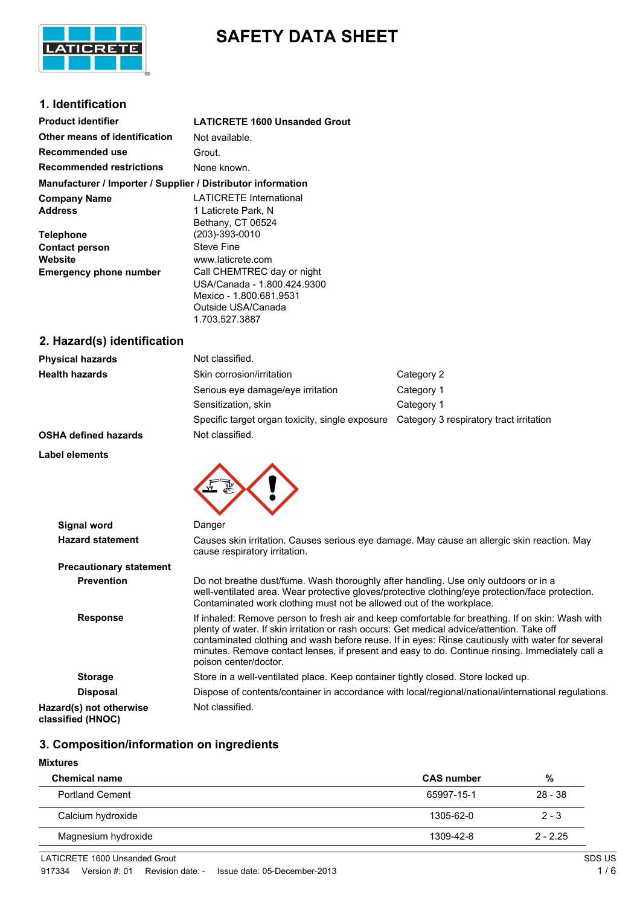# SAFETY DATA SHEET

## 1. Identification

| | |
|---|---|
| **Product identifier** | **LATICRETE 1600 Unsanded Grout** |
| **Other means of identification** | Not available. |
| **Recommended use** | Grout. |
| **Recommended restrictions** | None known. |

**Manufacturer / Importer / Supplier / Distributor information**

| | |
|---|---|
| **Company Name** | LATICRETE International |
| **Address** | 1 Laticrete Park, N<br>Bethany, CT 06524 |
| **Telephone** | (203)-393-0010 |
| **Contact person** | Steve Fine |
| **Website** | www.laticrete.com |
| **Emergency phone number** | Call CHEMTREC day or night<br>USA/Canada - 1.800.424.9300<br>Mexico - 1.800.681.9531<br>Outside USA/Canada<br>1.703.527.3887 |

## 2. Hazard(s) identification

| | | |
|---|---|---|
| **Physical hazards** | Not classified. | |
| **Health hazards** | Skin corrosion/irritation | Category 2 |
| | Serious eye damage/eye irritation | Category 1 |
| | Sensitization, skin | Category 1 |
| | Specific target organ toxicity, single exposure | Category 3 respiratory tract irritation |
| **OSHA defined hazards** | Not classified. | |

**Label elements**

**Signal word** Danger

**Hazard statement** Causes skin irritation. Causes serious eye damage. May cause an allergic skin reaction. May cause respiratory irritation.

**Precautionary statement**

**Prevention** Do not breathe dust/fume. Wash thoroughly after handling. Use only outdoors or in a well-ventilated area. Wear protective gloves/protective clothing/eye protection/face protection. Contaminated work clothing must not be allowed out of the workplace.

**Response** If inhaled: Remove person to fresh air and keep comfortable for breathing. If on skin: Wash with plenty of water. If skin irritation or rash occurs: Get medical advice/attention. Take off contaminated clothing and wash before reuse. If in eyes: Rinse cautiously with water for several minutes. Remove contact lenses, if present and easy to do. Continue rinsing. Immediately call a poison center/doctor.

**Storage** Store in a well-ventilated place. Keep container tightly closed. Store locked up.

**Disposal** Dispose of contents/container in accordance with local/regional/national/international regulations.

**Hazard(s) not otherwise classified (HNOC)** Not classified.

## 3. Composition/information on ingredients

**Mixtures**

| Chemical name | CAS number | % |
|---|---|---|
| Portland Cement | 65997-15-1 | 28 - 38 |
| Calcium hydroxide | 1305-62-0 | 2 - 3 |
| Magnesium hydroxide | 1309-42-8 | 2 - 2.25 |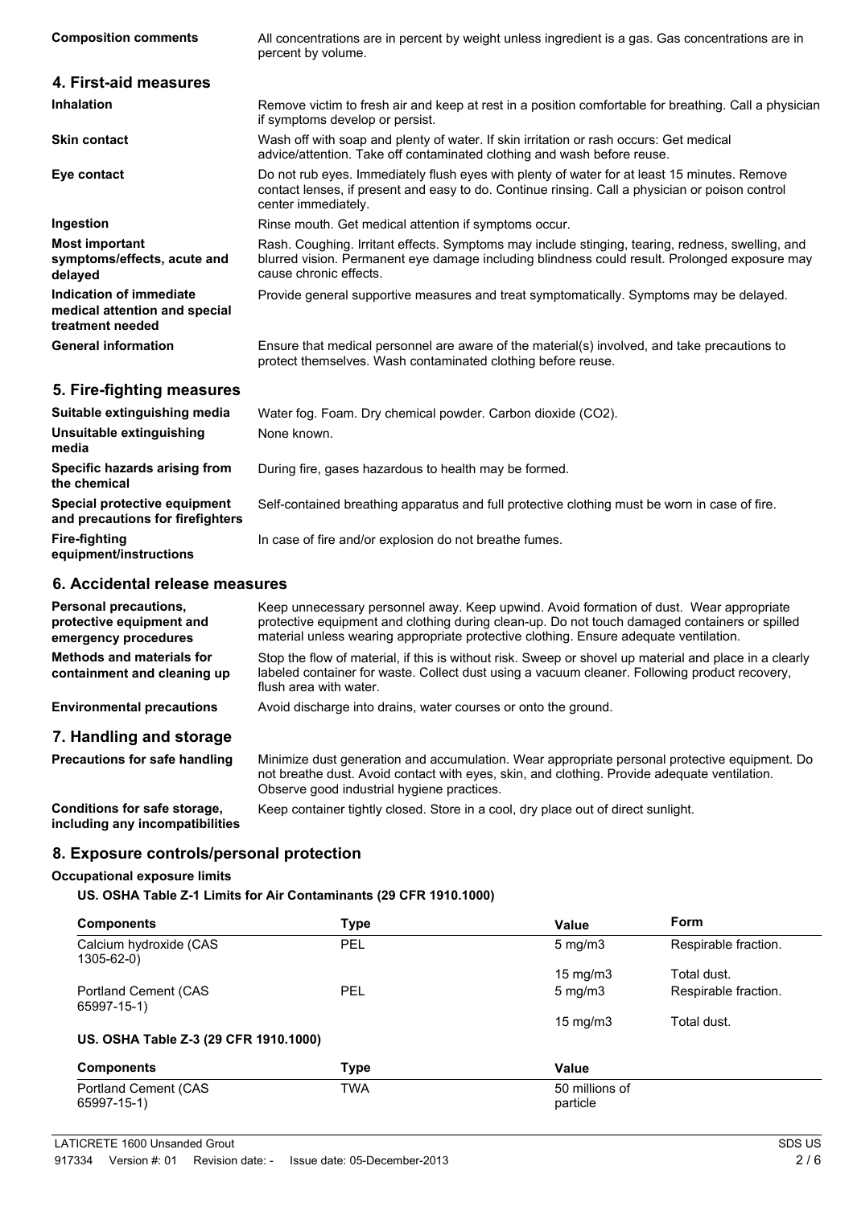| | |
|---|---|
| **Composition comments** | All concentrations are in percent by weight unless ingredient is a gas. Gas concentrations are in percent by volume. |

## 4. First-aid measures

| | |
|---|---|
| **Inhalation** | Remove victim to fresh air and keep at rest in a position comfortable for breathing. Call a physician if symptoms develop or persist. |
| **Skin contact** | Wash off with soap and plenty of water. If skin irritation or rash occurs: Get medical advice/attention. Take off contaminated clothing and wash before reuse. |
| **Eye contact** | Do not rub eyes. Immediately flush eyes with plenty of water for at least 15 minutes. Remove contact lenses, if present and easy to do. Continue rinsing. Call a physician or poison control center immediately. |
| **Ingestion** | Rinse mouth. Get medical attention if symptoms occur. |
| **Most important symptoms/effects, acute and delayed** | Rash. Coughing. Irritant effects. Symptoms may include stinging, tearing, redness, swelling, and blurred vision. Permanent eye damage including blindness could result. Prolonged exposure may cause chronic effects. |
| **Indication of immediate medical attention and special treatment needed** | Provide general supportive measures and treat symptomatically. Symptoms may be delayed. |
| **General information** | Ensure that medical personnel are aware of the material(s) involved, and take precautions to protect themselves. Wash contaminated clothing before reuse. |

## 5. Fire-fighting measures

| | |
|---|---|
| **Suitable extinguishing media** | Water fog. Foam. Dry chemical powder. Carbon dioxide ($CO_2$). |
| **Unsuitable extinguishing media** | None known. |
| **Specific hazards arising from the chemical** | During fire, gases hazardous to health may be formed. |
| **Special protective equipment and precautions for firefighters** | Self-contained breathing apparatus and full protective clothing must be worn in case of fire. |
| **Fire-fighting equipment/instructions** | In case of fire and/or explosion do not breathe fumes. |

## 6. Accidental release measures

| | |
|---|---|
| **Personal precautions, protective equipment and emergency procedures** | Keep unnecessary personnel away. Keep upwind. Avoid formation of dust. Wear appropriate protective equipment and clothing during clean-up. Do not touch damaged containers or spilled material unless wearing appropriate protective clothing. Ensure adequate ventilation. |
| **Methods and materials for containment and cleaning up** | Stop the flow of material, if this is without risk. Sweep or shovel up material and place in a clearly labeled container for waste. Collect dust using a vacuum cleaner. Following product recovery, flush area with water. |
| **Environmental precautions** | Avoid discharge into drains, water courses or onto the ground. |

## 7. Handling and storage

| | |
|---|---|
| **Precautions for safe handling** | Minimize dust generation and accumulation. Wear appropriate personal protective equipment. Do not breathe dust. Avoid contact with eyes, skin, and clothing. Provide adequate ventilation. Observe good industrial hygiene practices. |
| **Conditions for safe storage, including any incompatibilities** | Keep container tightly closed. Store in a cool, dry place out of direct sunlight. |

## 8. Exposure controls/personal protection

**Occupational exposure limits**

**US. OSHA Table Z-1 Limits for Air Contaminants (29 CFR 1910.1000)**

| Components | Type | Value | Form |
|---|---|---|---|
| Calcium hydroxide (CAS 1305-62-0) | PEL | 5 mg/m3 | Respirable fraction. |
| | | 15 mg/m3 | Total dust. |
| Portland Cement (CAS 65997-15-1) | PEL | 5 mg/m3 | Respirable fraction. |
| | | 15 mg/m3 | Total dust. |

**US. OSHA Table Z-3 (29 CFR 1910.1000)**

| Components | Type | Value |
|---|---|---|
| Portland Cement (CAS 65997-15-1) | TWA | 50 millions of particle |

LATICRETE 1600 Unsanded Grout
917334 Version #: 01 Revision date: - Issue date: 05-December-2013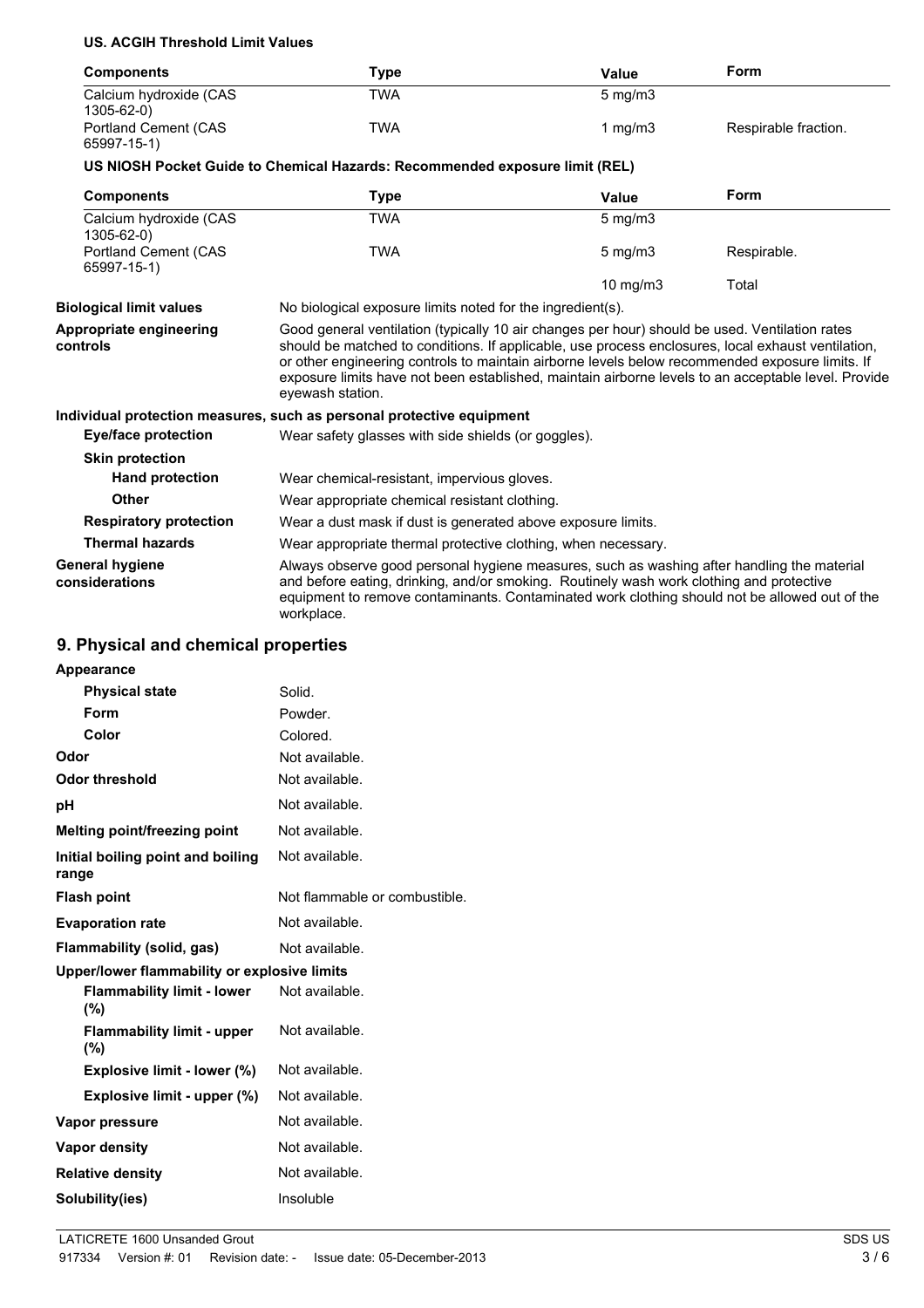**US. ACGIH Threshold Limit Values**

| Components | Type | Value | Form |
| --- | --- | --- | --- |
| Calcium hydroxide (CAS 1305-62-0) | TWA | 5 mg/m3 | |
| Portland Cement (CAS 65997-15-1) | TWA | 1 mg/m3 | Respirable fraction. |

**US NIOSH Pocket Guide to Chemical Hazards: Recommended exposure limit (REL)**

| Components | Type | Value | Form |
| --- | --- | --- | --- |
| Calcium hydroxide (CAS 1305-62-0) | TWA | 5 mg/m3 | |
| Portland Cement (CAS 65997-15-1) | TWA | 5 mg/m3 | Respirable. |
| | | 10 mg/m3 | Total |

**Biological limit values** No biological exposure limits noted for the ingredient(s).

**Appropriate engineering controls** Good general ventilation (typically 10 air changes per hour) should be used. Ventilation rates should be matched to conditions. If applicable, use process enclosures, local exhaust ventilation, or other engineering controls to maintain airborne levels below recommended exposure limits. If exposure limits have not been established, maintain airborne levels to an acceptable level. Provide eyewash station.

**Individual protection measures, such as personal protective equipment**

**Eye/face protection** Wear safety glasses with side shields (or goggles).

**Skin protection**

**Hand protection** Wear chemical-resistant, impervious gloves.

**Other** Wear appropriate chemical resistant clothing.

**Respiratory protection** Wear a dust mask if dust is generated above exposure limits.

**Thermal hazards** Wear appropriate thermal protective clothing, when necessary.

**General hygiene considerations** Always observe good personal hygiene measures, such as washing after handling the material and before eating, drinking, and/or smoking. Routinely wash work clothing and protective equipment to remove contaminants. Contaminated work clothing should not be allowed out of the workplace.

## 9. Physical and chemical properties

**Appearance**

**Physical state** Solid.

**Form** Powder.

**Color** Colored.

**Odor** Not available.

**Odor threshold** Not available.

**pH** Not available.

**Melting point/freezing point** Not available.

**Initial boiling point and boiling range** Not available.

**Flash point** Not flammable or combustible.

**Evaporation rate** Not available.

**Flammability (solid, gas)** Not available.

**Upper/lower flammability or explosive limits**

**Flammability limit - lower (%)** Not available.

**Flammability limit - upper (%)** Not available.

**Explosive limit - lower (%)** Not available.

**Explosive limit - upper (%)** Not available.

**Vapor pressure** Not available.

**Vapor density** Not available.

**Relative density** Not available.

**Solubility(ies)** Insoluble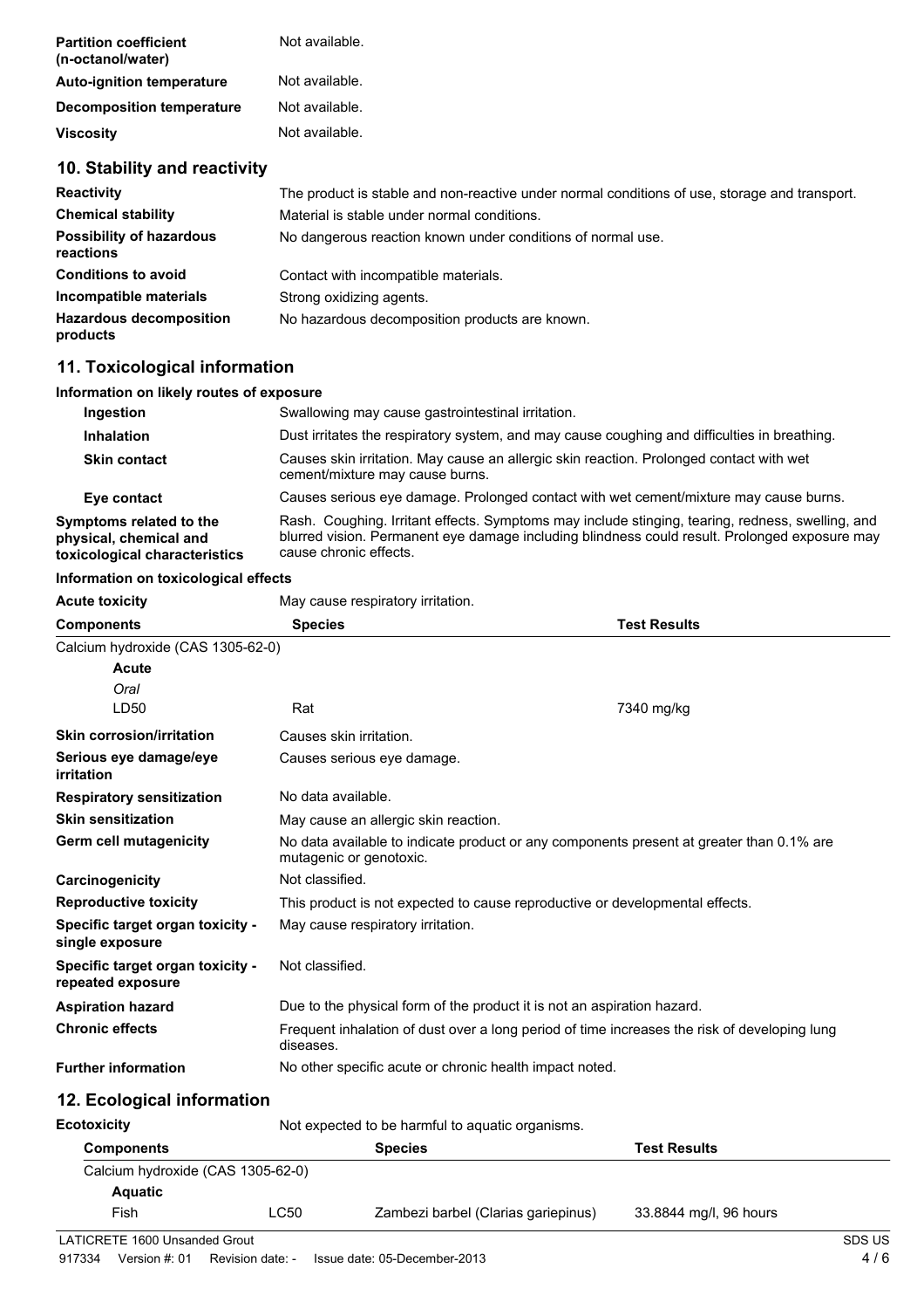| | |
|---|---|
| **Partition coefficient (n-octanol/water)** | Not available. |
| **Auto-ignition temperature** | Not available. |
| **Decomposition temperature** | Not available. |
| **Viscosity** | Not available. |

## 10. Stability and reactivity

| | |
|---|---|
| **Reactivity** | The product is stable and non-reactive under normal conditions of use, storage and transport. |
| **Chemical stability** | Material is stable under normal conditions. |
| **Possibility of hazardous reactions** | No dangerous reaction known under conditions of normal use. |
| **Conditions to avoid** | Contact with incompatible materials. |
| **Incompatible materials** | Strong oxidizing agents. |
| **Hazardous decomposition products** | No hazardous decomposition products are known. |

## 11. Toxicological information

**Information on likely routes of exposure**

| | |
|---|---|
| **Ingestion** | Swallowing may cause gastrointestinal irritation. |
| **Inhalation** | Dust irritates the respiratory system, and may cause coughing and difficulties in breathing. |
| **Skin contact** | Causes skin irritation. May cause an allergic skin reaction. Prolonged contact with wet cement/mixture may cause burns. |
| **Eye contact** | Causes serious eye damage. Prolonged contact with wet cement/mixture may cause burns. |
| **Symptoms related to the physical, chemical and toxicological characteristics** | Rash. Coughing. Irritant effects. Symptoms may include stinging, tearing, redness, swelling, and blurred vision. Permanent eye damage including blindness could result. Prolonged exposure may cause chronic effects. |

**Information on toxicological effects**

**Acute toxicity** May cause respiratory irritation.

| Components | Species | Test Results |
|---|---|---|
| Calcium hydroxide (CAS 1305-62-0) | | |
| **Acute** | | |
| *Oral* | | |
| LD50 | Rat | 7340 mg/kg |

| | |
|---|---|
| **Skin corrosion/irritation** | Causes skin irritation. |
| **Serious eye damage/eye irritation** | Causes serious eye damage. |
| **Respiratory sensitization** | No data available. |
| **Skin sensitization** | May cause an allergic skin reaction. |
| **Germ cell mutagenicity** | No data available to indicate product or any components present at greater than 0.1% are mutagenic or genotoxic. |
| **Carcinogenicity** | Not classified. |
| **Reproductive toxicity** | This product is not expected to cause reproductive or developmental effects. |
| **Specific target organ toxicity - single exposure** | May cause respiratory irritation. |
| **Specific target organ toxicity - repeated exposure** | Not classified. |
| **Aspiration hazard** | Due to the physical form of the product it is not an aspiration hazard. |
| **Chronic effects** | Frequent inhalation of dust over a long period of time increases the risk of developing lung diseases. |
| **Further information** | No other specific acute or chronic health impact noted. |

## 12. Ecological information

**Ecotoxicity** Not expected to be harmful to aquatic organisms.

| Components | | Species | Test Results |
|---|---|---|---|
| Calcium hydroxide (CAS 1305-62-0) | | | |
| **Aquatic** | | | |
| Fish | LC50 | Zambezi barbel (Clarias gariepinus) | 33.8844 mg/l, 96 hours |

LATICRETE 1600 Unsanded Grout — SDS US

917334 Version #: 01 Revision date: - Issue date: 05-December-2013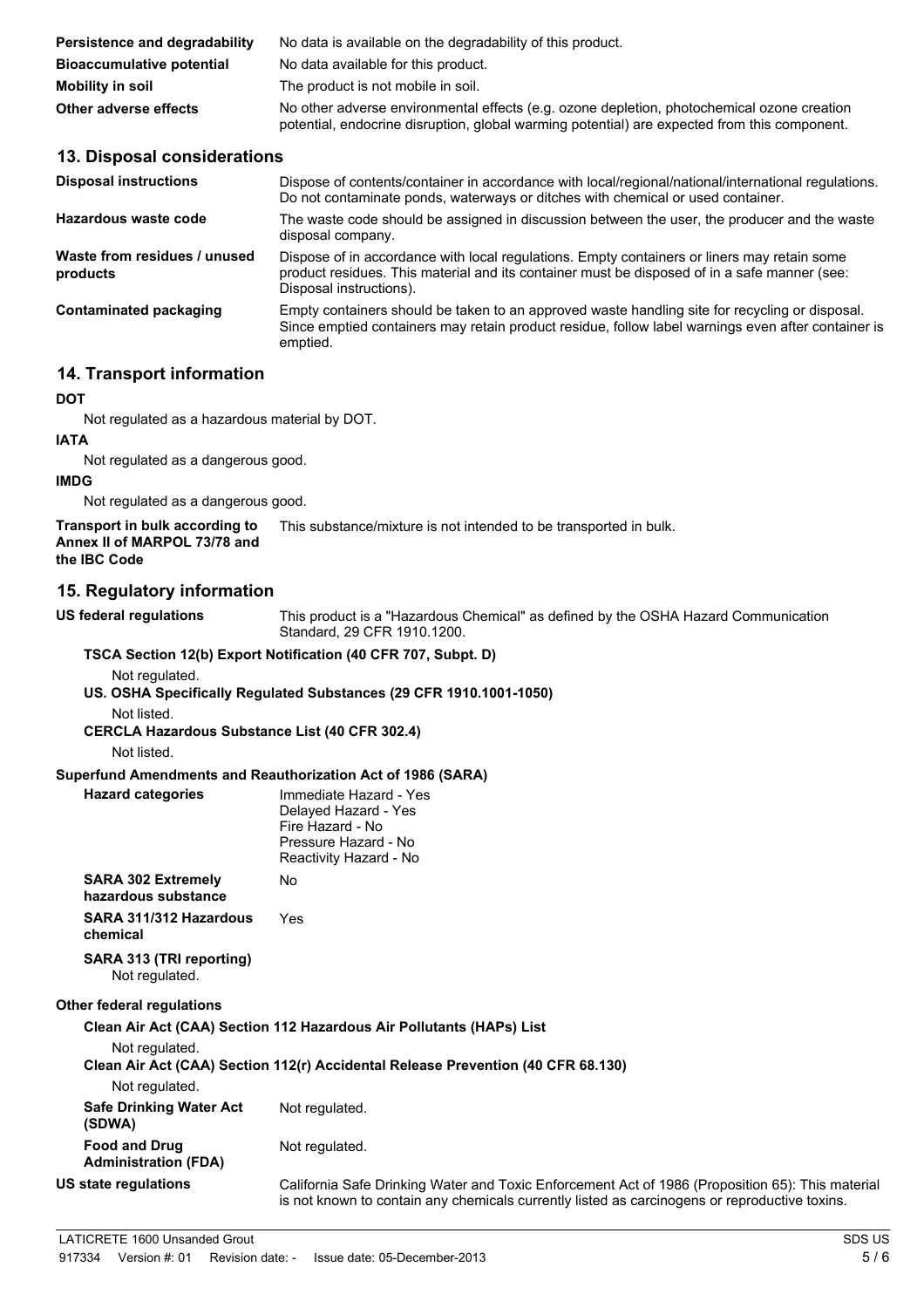| | |
|---|---|
| **Persistence and degradability** | No data is available on the degradability of this product. |
| **Bioaccumulative potential** | No data available for this product. |
| **Mobility in soil** | The product is not mobile in soil. |
| **Other adverse effects** | No other adverse environmental effects (e.g. ozone depletion, photochemical ozone creation potential, endocrine disruption, global warming potential) are expected from this component. |

## 13. Disposal considerations

| | |
|---|---|
| **Disposal instructions** | Dispose of contents/container in accordance with local/regional/national/international regulations. Do not contaminate ponds, waterways or ditches with chemical or used container. |
| **Hazardous waste code** | The waste code should be assigned in discussion between the user, the producer and the waste disposal company. |
| **Waste from residues / unused products** | Dispose of in accordance with local regulations. Empty containers or liners may retain some product residues. This material and its container must be disposed of in a safe manner (see: Disposal instructions). |
| **Contaminated packaging** | Empty containers should be taken to an approved waste handling site for recycling or disposal. Since emptied containers may retain product residue, follow label warnings even after container is emptied. |

## 14. Transport information

**DOT**

Not regulated as a hazardous material by DOT.

**IATA**

Not regulated as a dangerous good.

**IMDG**

Not regulated as a dangerous good.

**Transport in bulk according to Annex II of MARPOL 73/78 and the IBC Code** — This substance/mixture is not intended to be transported in bulk.

## 15. Regulatory information

**US federal regulations** — This product is a "Hazardous Chemical" as defined by the OSHA Hazard Communication Standard, 29 CFR 1910.1200.

**TSCA Section 12(b) Export Notification (40 CFR 707, Subpt. D)**

Not regulated.

**US. OSHA Specifically Regulated Substances (29 CFR 1910.1001-1050)**

Not listed.

**CERCLA Hazardous Substance List (40 CFR 302.4)**

Not listed.

**Superfund Amendments and Reauthorization Act of 1986 (SARA)**

| | |
|---|---|
| **Hazard categories** | Immediate Hazard - Yes<br>Delayed Hazard - Yes<br>Fire Hazard - No<br>Pressure Hazard - No<br>Reactivity Hazard - No |
| **SARA 302 Extremely hazardous substance** | No |
| **SARA 311/312 Hazardous chemical** | Yes |

**SARA 313 (TRI reporting)**

Not regulated.

**Other federal regulations**

**Clean Air Act (CAA) Section 112 Hazardous Air Pollutants (HAPs) List**

Not regulated.

**Clean Air Act (CAA) Section 112(r) Accidental Release Prevention (40 CFR 68.130)**

Not regulated.

| | |
|---|---|
| **Safe Drinking Water Act (SDWA)** | Not regulated. |
| **Food and Drug Administration (FDA)** | Not regulated. |

**US state regulations** — California Safe Drinking Water and Toxic Enforcement Act of 1986 (Proposition 65): This material is not known to contain any chemicals currently listed as carcinogens or reproductive toxins.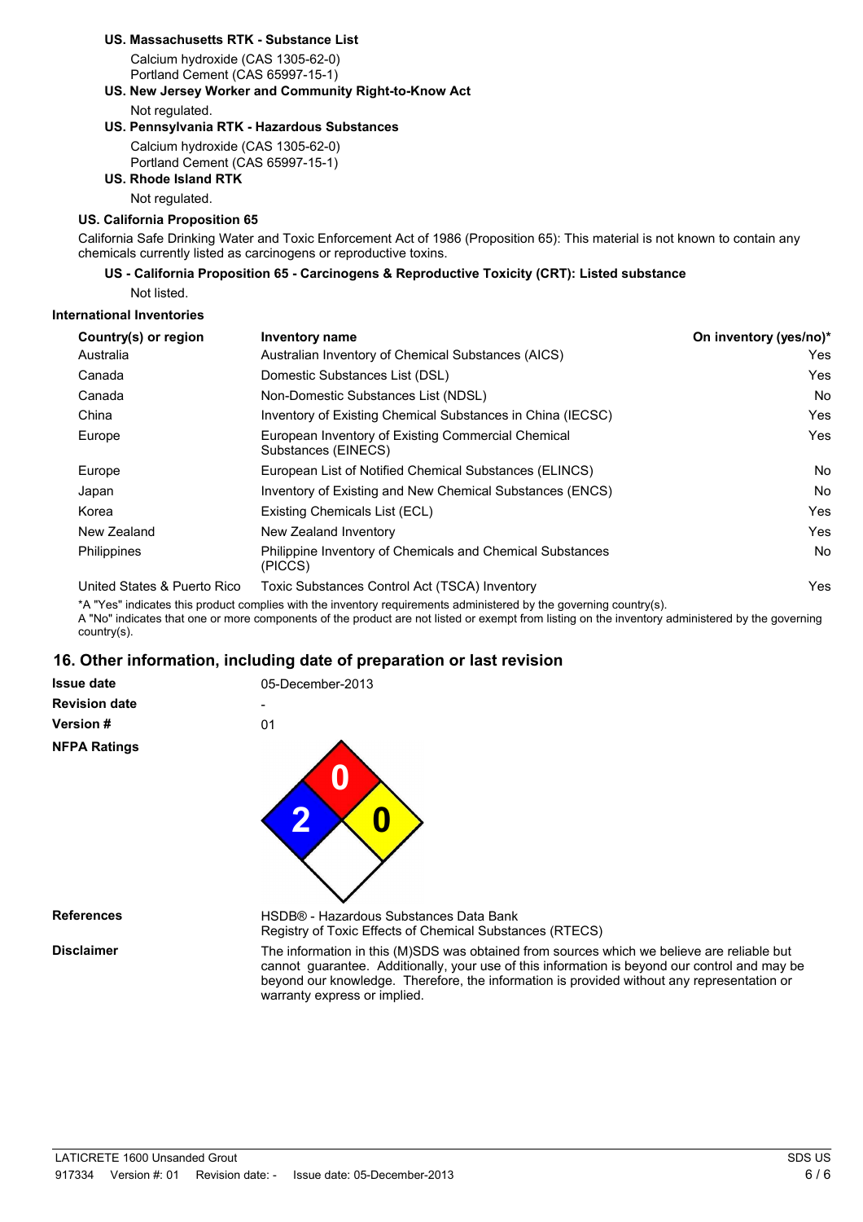**US. Massachusetts RTK - Substance List**

Calcium hydroxide (CAS 1305-62-0)
Portland Cement (CAS 65997-15-1)

**US. New Jersey Worker and Community Right-to-Know Act**

Not regulated.

**US. Pennsylvania RTK - Hazardous Substances**

Calcium hydroxide (CAS 1305-62-0)
Portland Cement (CAS 65997-15-1)

**US. Rhode Island RTK**

Not regulated.

**US. California Proposition 65**

California Safe Drinking Water and Toxic Enforcement Act of 1986 (Proposition 65): This material is not known to contain any chemicals currently listed as carcinogens or reproductive toxins.

**US - California Proposition 65 - Carcinogens & Reproductive Toxicity (CRT): Listed substance**

Not listed.

**International Inventories**

| Country(s) or region | Inventory name | On inventory (yes/no)* |
|---|---|---|
| Australia | Australian Inventory of Chemical Substances (AICS) | Yes |
| Canada | Domestic Substances List (DSL) | Yes |
| Canada | Non-Domestic Substances List (NDSL) | No |
| China | Inventory of Existing Chemical Substances in China (IECSC) | Yes |
| Europe | European Inventory of Existing Commercial Chemical Substances (EINECS) | Yes |
| Europe | European List of Notified Chemical Substances (ELINCS) | No |
| Japan | Inventory of Existing and New Chemical Substances (ENCS) | No |
| Korea | Existing Chemicals List (ECL) | Yes |
| New Zealand | New Zealand Inventory | Yes |
| Philippines | Philippine Inventory of Chemicals and Chemical Substances (PICCS) | No |
| United States & Puerto Rico | Toxic Substances Control Act (TSCA) Inventory | Yes |

*A "Yes" indicates this product complies with the inventory requirements administered by the governing country(s).
A "No" indicates that one or more components of the product are not listed or exempt from listing on the inventory administered by the governing country(s).

## 16. Other information, including date of preparation or last revision

**Issue date** 05-December-2013

**Revision date** -

**Version #** 01

**NFPA Ratings**

0
2
0

**References**

HSDB® - Hazardous Substances Data Bank
Registry of Toxic Effects of Chemical Substances (RTECS)

**Disclaimer**

The information in this (M)SDS was obtained from sources which we believe are reliable but cannot guarantee. Additionally, your use of this information is beyond our control and may be beyond our knowledge. Therefore, the information is provided without any representation or warranty express or implied.